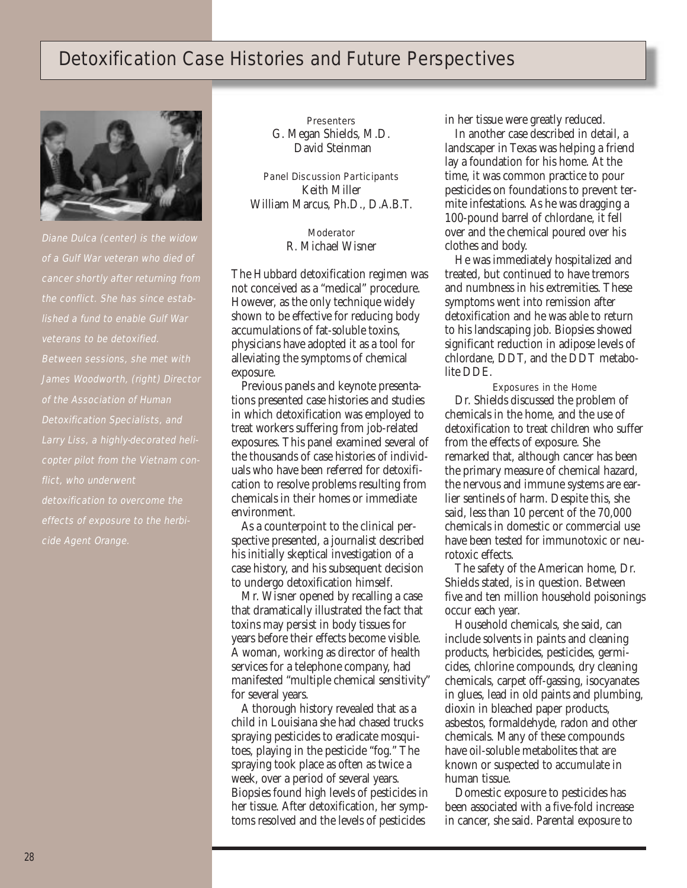# Detoxification Case Histories and Future Perspectives

*Diane Dulca (center) is the widow of a Gulf War veteran who died of cancer shortly after returning from the conflict. She has since established a fund to enable Gulf War veterans to be detoxified. Between sessions, she met with James Woodworth, (right) Director of the Association of Human Detoxification Specialists, and Larry Liss, a highly-decorated helicopter pilot from the Vietnam conflict, who underwent detoxification to overcome the effects of exposure to the herbicide Agent Orange.*

Presenters
G. Megan Shields, M.D.
David Steinman

Panel Discussion Participants
Keith Miller
William Marcus, Ph.D., D.A.B.T.

Moderator
R. Michael Wisner

The Hubbard detoxification regimen was not conceived as a "medical" procedure. However, as the only technique widely shown to be effective for reducing body accumulations of fat-soluble toxins, physicians have adopted it as a tool for alleviating the symptoms of chemical exposure.

Previous panels and keynote presentations presented case histories and studies in which detoxification was employed to treat workers suffering from job-related exposures. This panel examined several of the thousands of case histories of individuals who have been referred for detoxification to resolve problems resulting from chemicals in their homes or immediate environment.

As a counterpoint to the clinical perspective presented, a journalist described his initially skeptical investigation of a case history, and his subsequent decision to undergo detoxification himself.

Mr. Wisner opened by recalling a case that dramatically illustrated the fact that toxins may persist in body tissues for years before their effects become visible. A woman, working as director of health services for a telephone company, had manifested "multiple chemical sensitivity" for several years.

A thorough history revealed that as a child in Louisiana she had chased trucks spraying pesticides to eradicate mosquitoes, playing in the pesticide "fog." The spraying took place as often as twice a week, over a period of several years. Biopsies found high levels of pesticides in her tissue. After detoxification, her symptoms resolved and the levels of pesticides in her tissue were greatly reduced.

In another case described in detail, a landscaper in Texas was helping a friend lay a foundation for his home. At the time, it was common practice to pour pesticides on foundations to prevent termite infestations. As he was dragging a 100-pound barrel of chlordane, it fell over and the chemical poured over his clothes and body.

He was immediately hospitalized and treated, but continued to have tremors and numbness in his extremities. These symptoms went into remission after detoxification and he was able to return to his landscaping job. Biopsies showed significant reduction in adipose levels of chlordane, DDT, and the DDT metabolite DDE.

### Exposures in the Home

Dr. Shields discussed the problem of chemicals in the home, and the use of detoxification to treat children who suffer from the effects of exposure. She remarked that, although cancer has been the primary measure of chemical hazard, the nervous and immune systems are earlier sentinels of harm. Despite this, she said, less than 10 percent of the 70,000 chemicals in domestic or commercial use have been tested for immunotoxic or neurotoxic effects.

The safety of the American home, Dr. Shields stated, is in question. Between five and ten million household poisonings occur each year.

Household chemicals, she said, can include solvents in paints and cleaning products, herbicides, pesticides, germicides, chlorine compounds, dry cleaning chemicals, carpet off-gassing, isocyanates in glues, lead in old paints and plumbing, dioxin in bleached paper products, asbestos, formaldehyde, radon and other chemicals. Many of these compounds have oil-soluble metabolites that are known or suspected to accumulate in human tissue.

Domestic exposure to pesticides has been associated with a five-fold increase in cancer, she said. Parental exposure to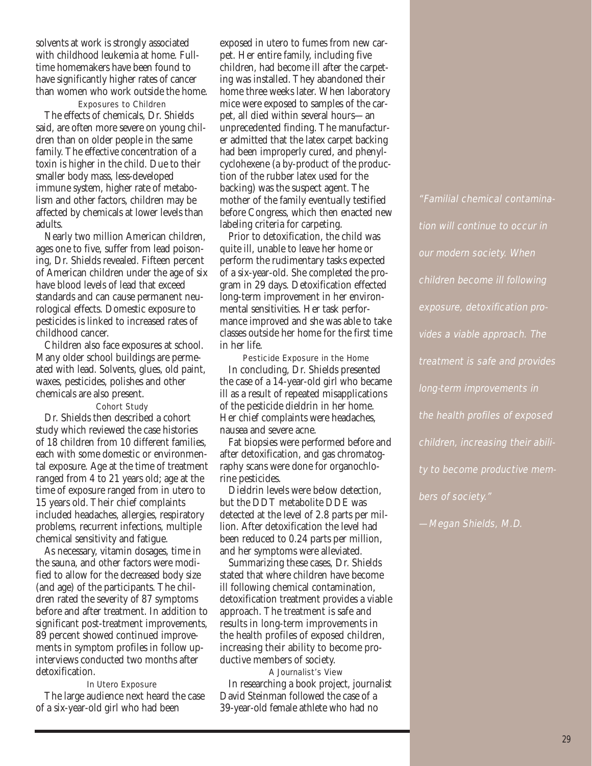solvents at work is strongly associated with childhood leukemia at home. Full-time homemakers have been found to have significantly higher rates of cancer than women who work outside the home.

### Exposures to Children

The effects of chemicals, Dr. Shields said, are often more severe on young children than on older people in the same family. The effective concentration of a toxin is higher in the child. Due to their smaller body mass, less-developed immune system, higher rate of metabolism and other factors, children may be affected by chemicals at lower levels than adults.

Nearly two million American children, ages one to five, suffer from lead poisoning, Dr. Shields revealed. Fifteen percent of American children under the age of six have blood levels of lead that exceed standards and can cause permanent neurological effects. Domestic exposure to pesticides is linked to increased rates of childhood cancer.

Children also face exposures at school. Many older school buildings are permeated with lead. Solvents, glues, old paint, waxes, pesticides, polishes and other chemicals are also present.

### Cohort Study

Dr. Shields then described a cohort study which reviewed the case histories of 18 children from 10 different families, each with some domestic or environmental exposure. Age at the time of treatment ranged from 4 to 21 years old; age at the time of exposure ranged from in utero to 15 years old. Their chief complaints included headaches, allergies, respiratory problems, recurrent infections, multiple chemical sensitivity and fatigue.

As necessary, vitamin dosages, time in the sauna, and other factors were modified to allow for the decreased body size (and age) of the participants. The children rated the severity of 87 symptoms before and after treatment. In addition to significant post-treatment improvements, 89 percent showed continued improvements in symptom profiles in follow up-interviews conducted two months after detoxification.

### In Utero Exposure

The large audience next heard the case of a six-year-old girl who had been exposed in utero to fumes from new carpet. Her entire family, including five children, had become ill after the carpeting was installed. They abandoned their home three weeks later. When laboratory mice were exposed to samples of the carpet, all died within several hours—an unprecedented finding. The manufacturer admitted that the latex carpet backing had been improperly cured, and phenylcyclohexene (a by-product of the production of the rubber latex used for the backing) was the suspect agent. The mother of the family eventually testified before Congress, which then enacted new labeling criteria for carpeting.

Prior to detoxification, the child was quite ill, unable to leave her home or perform the rudimentary tasks expected of a six-year-old. She completed the program in 29 days. Detoxification effected long-term improvement in her environmental sensitivities. Her task performance improved and she was able to take classes outside her home for the first time in her life.

### Pesticide Exposure in the Home

In concluding, Dr. Shields presented the case of a 14-year-old girl who became ill as a result of repeated misapplications of the pesticide dieldrin in her home. Her chief complaints were headaches, nausea and severe acne.

Fat biopsies were performed before and after detoxification, and gas chromatography scans were done for organochlorine pesticides.

Dieldrin levels were below detection, but the DDT metabolite DDE was detected at the level of 2.8 parts per million. After detoxification the level had been reduced to 0.24 parts per million, and her symptoms were alleviated.

Summarizing these cases, Dr. Shields stated that where children have become ill following chemical contamination, detoxification treatment provides a viable approach. The treatment is safe and results in long-term improvements in the health profiles of exposed children, increasing their ability to become productive members of society.

### A Journalist's View

In researching a book project, journalist David Steinman followed the case of a 39-year-old female athlete who had no

> *"Familial chemical contamination will continue to occur in our modern society. When children become ill following exposure, detoxification provides a viable approach. The treatment is safe and provides long-term improvements in the health profiles of exposed children, increasing their ability to become productive members of society."*
>
> *—Megan Shields, M.D.*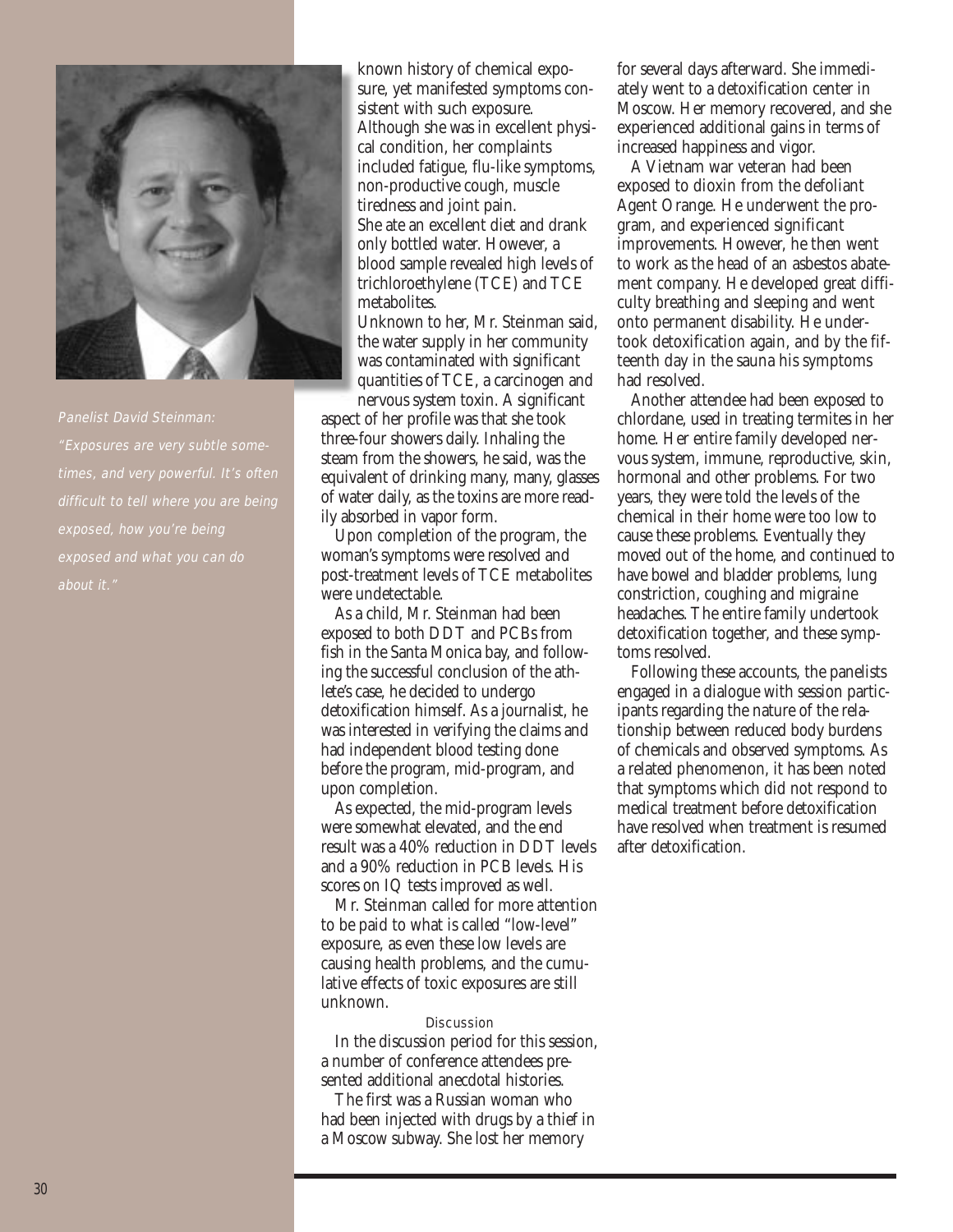*Panelist David Steinman: "Exposures are very subtle sometimes, and very powerful. It's often difficult to tell where you are being exposed, how you're being exposed and what you can do about it."*

known history of chemical exposure, yet manifested symptoms consistent with such exposure. Although she was in excellent physical condition, her complaints included fatigue, flu-like symptoms, non-productive cough, muscle tiredness and joint pain. She ate an excellent diet and drank only bottled water. However, a blood sample revealed high levels of trichloroethylene (TCE) and TCE metabolites.

Unknown to her, Mr. Steinman said, the water supply in her community was contaminated with significant quantities of TCE, a carcinogen and nervous system toxin. A significant aspect of her profile was that she took three-four showers daily. Inhaling the steam from the showers, he said, was the equivalent of drinking many, many, glasses of water daily, as the toxins are more readily absorbed in vapor form.

Upon completion of the program, the woman's symptoms were resolved and post-treatment levels of TCE metabolites were undetectable.

As a child, Mr. Steinman had been exposed to both DDT and PCBs from fish in the Santa Monica bay, and following the successful conclusion of the athlete's case, he decided to undergo detoxification himself. As a journalist, he was interested in verifying the claims and had independent blood testing done before the program, mid-program, and upon completion.

As expected, the mid-program levels were somewhat elevated, and the end result was a 40% reduction in DDT levels and a 90% reduction in PCB levels. His scores on IQ tests improved as well.

Mr. Steinman called for more attention to be paid to what is called "low-level" exposure, as even these low levels are causing health problems, and the cumulative effects of toxic exposures are still unknown.

### Discussion

In the discussion period for this session, a number of conference attendees presented additional anecdotal histories.

The first was a Russian woman who had been injected with drugs by a thief in a Moscow subway. She lost her memory for several days afterward. She immediately went to a detoxification center in Moscow. Her memory recovered, and she experienced additional gains in terms of increased happiness and vigor.

A Vietnam war veteran had been exposed to dioxin from the defoliant Agent Orange. He underwent the program, and experienced significant improvements. However, he then went to work as the head of an asbestos abatement company. He developed great difficulty breathing and sleeping and went onto permanent disability. He undertook detoxification again, and by the fifteenth day in the sauna his symptoms had resolved.

Another attendee had been exposed to chlordane, used in treating termites in her home. Her entire family developed nervous system, immune, reproductive, skin, hormonal and other problems. For two years, they were told the levels of the chemical in their home were too low to cause these problems. Eventually they moved out of the home, and continued to have bowel and bladder problems, lung constriction, coughing and migraine headaches. The entire family undertook detoxification together, and these symptoms resolved.

Following these accounts, the panelists engaged in a dialogue with session participants regarding the nature of the relationship between reduced body burdens of chemicals and observed symptoms. As a related phenomenon, it has been noted that symptoms which did not respond to medical treatment before detoxification have resolved when treatment is resumed after detoxification.